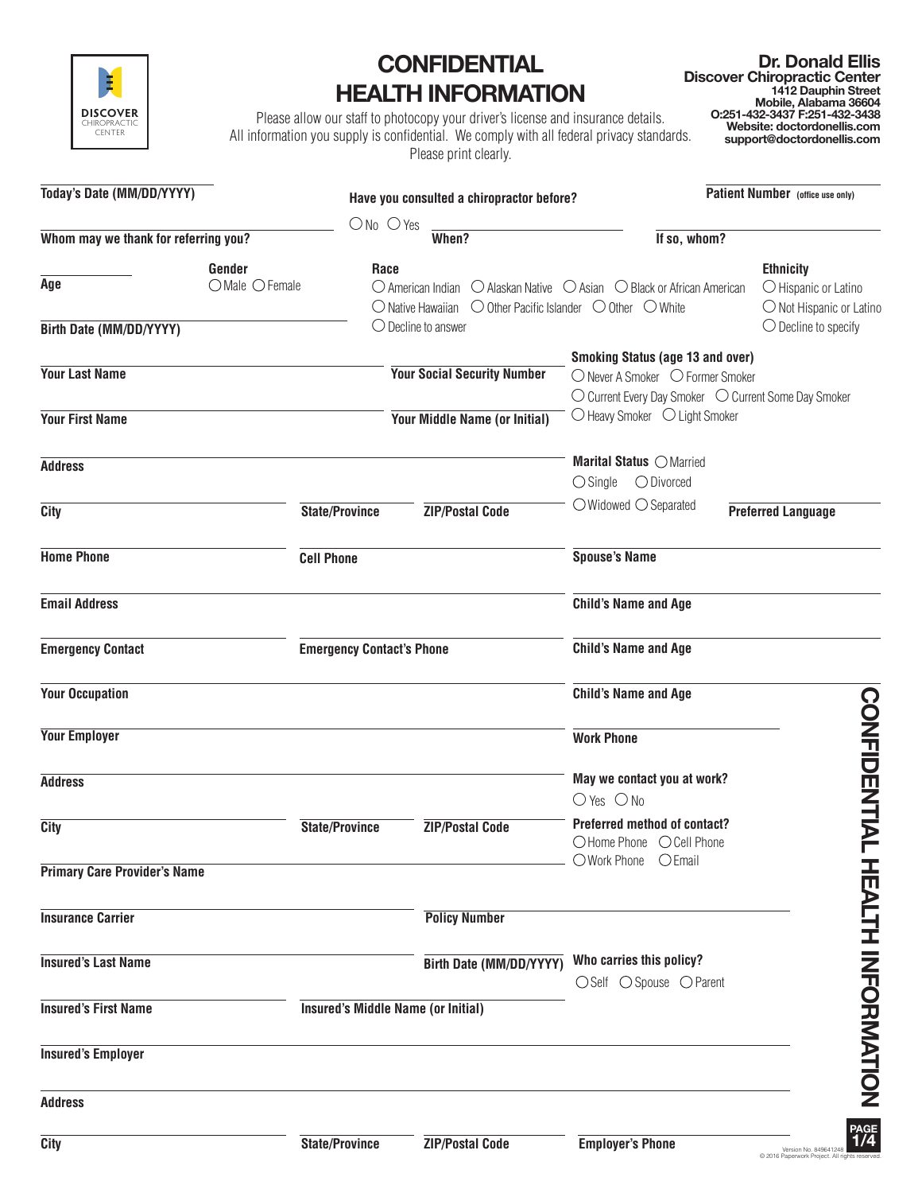DISCOVER CHIROPRACTIC CENTER

# CONFIDENTIAL HEALTH INFORMATION

Please allow our staff to photocopy your driver's license and insurance details.
All information you supply is confidential. We comply with all federal privacy standards.
Please print clearly.

**Dr. Donald Ellis**
**Discover Chiropractic Center**
1412 Dauphin Street
Mobile, Alabama 36604
O:251-432-3437 F:251-432-3438
Website: doctordonellis.com
support@doctordonellis.com

**Today's Date (MM/DD/YYYY)**

**Have you consulted a chiropractor before?** ○ No ○ Yes

**When?**

**If so, whom?**

**Patient Number** (office use only)

**Whom may we thank for referring you?**

**Age**

**Gender** ○ Male ○ Female

**Race** ○ American Indian ○ Alaskan Native ○ Asian ○ Black or African American ○ Native Hawaiian ○ Other Pacific Islander ○ Other ○ White ○ Decline to answer

**Ethnicity** ○ Hispanic or Latino ○ Not Hispanic or Latino ○ Decline to specify

**Birth Date (MM/DD/YYYY)**

**Your Last Name**

**Your Social Security Number**

**Smoking Status (age 13 and over)** ○ Never A Smoker ○ Former Smoker ○ Current Every Day Smoker ○ Current Some Day Smoker ○ Heavy Smoker ○ Light Smoker

**Your First Name**

**Your Middle Name (or Initial)**

**Address**

**Marital Status** ○ Married ○ Single ○ Divorced ○ Widowed ○ Separated

**City**

**State/Province**

**ZIP/Postal Code**

**Preferred Language**

**Home Phone**

**Cell Phone**

**Spouse's Name**

**Email Address**

**Child's Name and Age**

**Emergency Contact**

**Emergency Contact's Phone**

**Child's Name and Age**

**Your Occupation**

**Child's Name and Age**

**Your Employer**

**Work Phone**

**Address**

**May we contact you at work?** ○ Yes ○ No

**City**

**State/Province**

**ZIP/Postal Code**

**Preferred method of contact?** ○ Home Phone ○ Cell Phone ○ Work Phone ○ Email

**Primary Care Provider's Name**

**Insurance Carrier**

**Policy Number**

**Insured's Last Name**

**Birth Date (MM/DD/YYYY)**

**Who carries this policy?** ○ Self ○ Spouse ○ Parent

**Insured's First Name**

**Insured's Middle Name (or Initial)**

**Insured's Employer**

**Address**

**City**

**State/Province**

**ZIP/Postal Code**

**Employer's Phone**

CONFIDENTIAL HEALTH INFORMATION

Version No. 849641248
© 2016 Paperwork Project. All rights reserved.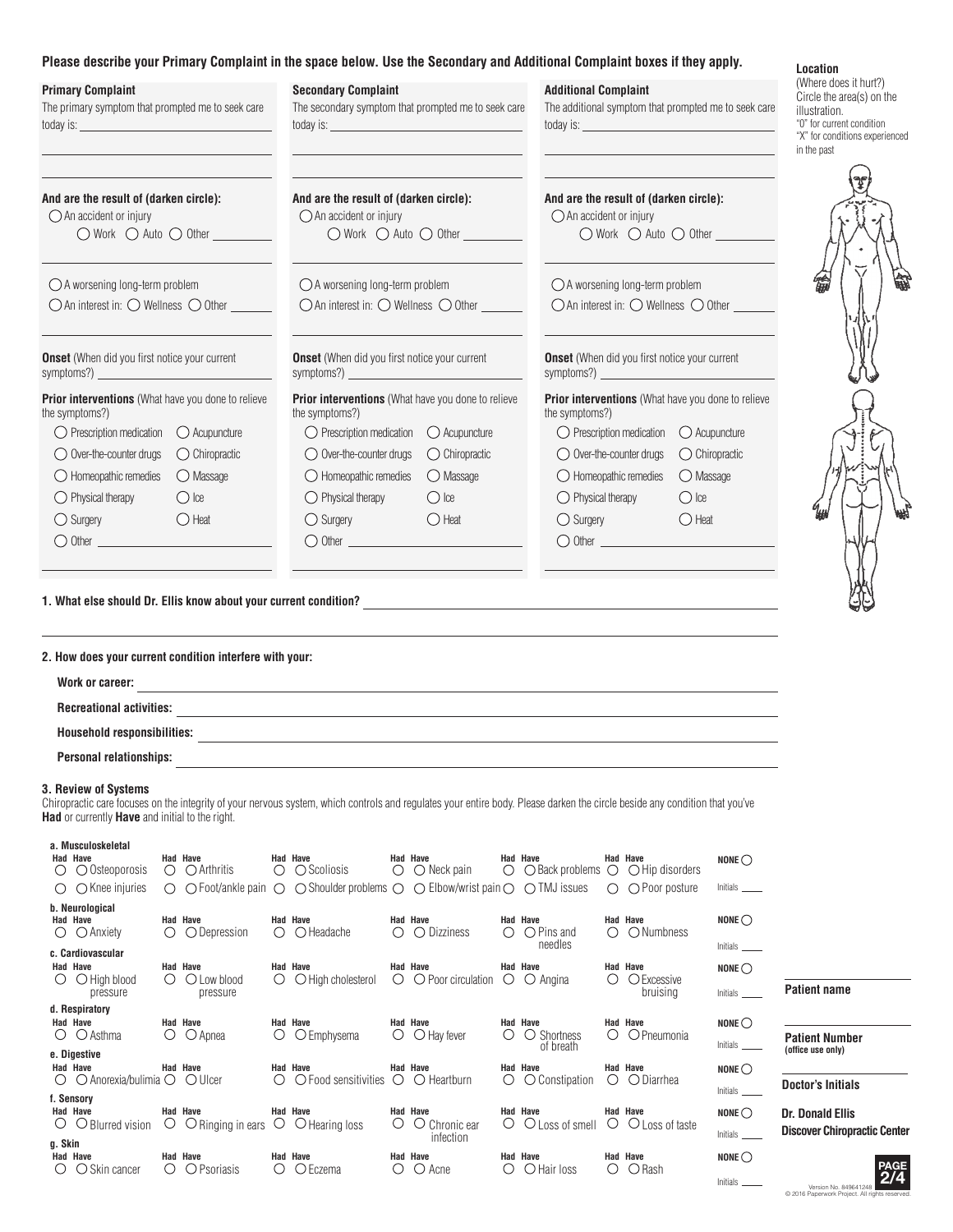**Please describe your Primary Complaint in the space below. Use the Secondary and Additional Complaint boxes if they apply.**

### Primary Complaint

The primary symptom that prompted me to seek care today is: ______________________

**And are the result of (darken circle):**

- ◯ An accident or injury
  - ◯ Work ◯ Auto ◯ Other ________
- ◯ A worsening long-term problem
- ◯ An interest in: ◯ Wellness ◯ Other ________

**Onset** (When did you first notice your current symptoms?) ______________________

**Prior interventions** (What have you done to relieve the symptoms?)

- ◯ Prescription medication ◯ Acupuncture
- ◯ Over-the-counter drugs ◯ Chiropractic
- ◯ Homeopathic remedies ◯ Massage
- ◯ Physical therapy ◯ Ice
- ◯ Surgery ◯ Heat
- ◯ Other ______________________

### Secondary Complaint

The secondary symptom that prompted me to seek care today is: ______________________

**And are the result of (darken circle):**

- ◯ An accident or injury
  - ◯ Work ◯ Auto ◯ Other ________
- ◯ A worsening long-term problem
- ◯ An interest in: ◯ Wellness ◯ Other ________

**Onset** (When did you first notice your current symptoms?) ______________________

**Prior interventions** (What have you done to relieve the symptoms?)

- ◯ Prescription medication ◯ Acupuncture
- ◯ Over-the-counter drugs ◯ Chiropractic
- ◯ Homeopathic remedies ◯ Massage
- ◯ Physical therapy ◯ Ice
- ◯ Surgery ◯ Heat
- ◯ Other ______________________

### Additional Complaint

The additional symptom that prompted me to seek care today is: ______________________

**And are the result of (darken circle):**

- ◯ An accident or injury
  - ◯ Work ◯ Auto ◯ Other ________
- ◯ A worsening long-term problem
- ◯ An interest in: ◯ Wellness ◯ Other ________

**Onset** (When did you first notice your current symptoms?) ______________________

**Prior interventions** (What have you done to relieve the symptoms?)

- ◯ Prescription medication ◯ Acupuncture
- ◯ Over-the-counter drugs ◯ Chiropractic
- ◯ Homeopathic remedies ◯ Massage
- ◯ Physical therapy ◯ Ice
- ◯ Surgery ◯ Heat
- ◯ Other ______________________

### Location

(Where does it hurt?) Circle the area(s) on the illustration.
"O" for current condition
"X" for conditions experienced in the past

**1. What else should Dr. Ellis know about your current condition?** ______________________

**2. How does your current condition interfere with your:**

**Work or career:** ______________________

**Recreational activities:** ______________________

**Household responsibilities:** ______________________

**Personal relationships:** ______________________

**3. Review of Systems**

Chiropractic care focuses on the integrity of your nervous system, which controls and regulates your entire body. Please darken the circle beside any condition that you've **Had** or currently **Have** and initial to the right.

**a. Musculoskeletal** (Had / Have)

| | | | | | | |
|---|---|---|---|---|---|---|
| ◯ ◯ Osteoporosis | ◯ ◯ Arthritis | ◯ ◯ Scoliosis | ◯ ◯ Neck pain | ◯ ◯ Back problems | ◯ ◯ Hip disorders | NONE ◯ |
| ◯ ◯ Knee injuries | ◯ ◯ Foot/ankle pain | ◯ ◯ Shoulder problems | ◯ ◯ Elbow/wrist pain | ◯ ◯ TMJ issues | ◯ ◯ Poor posture | Initials ____ |

**b. Neurological** (Had / Have)

| | | | | | | |
|---|---|---|---|---|---|---|
| ◯ ◯ Anxiety | ◯ ◯ Depression | ◯ ◯ Headache | ◯ ◯ Dizziness | ◯ ◯ Pins and needles | ◯ ◯ Numbness | NONE ◯ Initials ____ |

**c. Cardiovascular** (Had / Have)

| | | | | | | |
|---|---|---|---|---|---|---|
| ◯ ◯ High blood pressure | ◯ ◯ Low blood pressure | ◯ ◯ High cholesterol | ◯ ◯ Poor circulation | ◯ ◯ Angina | ◯ ◯ Excessive bruising | NONE ◯ Initials ____ |

**d. Respiratory** (Had / Have)

| | | | | | | |
|---|---|---|---|---|---|---|
| ◯ ◯ Asthma | ◯ ◯ Apnea | ◯ ◯ Emphysema | ◯ ◯ Hay fever | ◯ ◯ Shortness of breath | ◯ ◯ Pneumonia | NONE ◯ Initials ____ |

**e. Digestive** (Had / Have)

| | | | | | | |
|---|---|---|---|---|---|---|
| ◯ ◯ Anorexia/bulimia | ◯ ◯ Ulcer | ◯ ◯ Food sensitivities | ◯ ◯ Heartburn | ◯ ◯ Constipation | ◯ ◯ Diarrhea | NONE ◯ Initials ____ |

**f. Sensory** (Had / Have)

| | | | | | | |
|---|---|---|---|---|---|---|
| ◯ ◯ Blurred vision | ◯ ◯ Ringing in ears | ◯ ◯ Hearing loss | ◯ ◯ Chronic ear infection | ◯ ◯ Loss of smell | ◯ ◯ Loss of taste | NONE ◯ Initials ____ |

**g. Skin** (Had / Have)

| | | | | | | |
|---|---|---|---|---|---|---|
| ◯ ◯ Skin cancer | ◯ ◯ Psoriasis | ◯ ◯ Eczema | ◯ ◯ Acne | ◯ ◯ Hair loss | ◯ ◯ Rash | NONE ◯ Initials ____ |

**Patient name** ______________________

**Patient Number** (office use only) ______________________

**Doctor's Initials** ______________________

**Dr. Donald Ellis**
**Discover Chiropractic Center**

Version No. 849641248
© 2016 Paperwork Project. All rights reserved.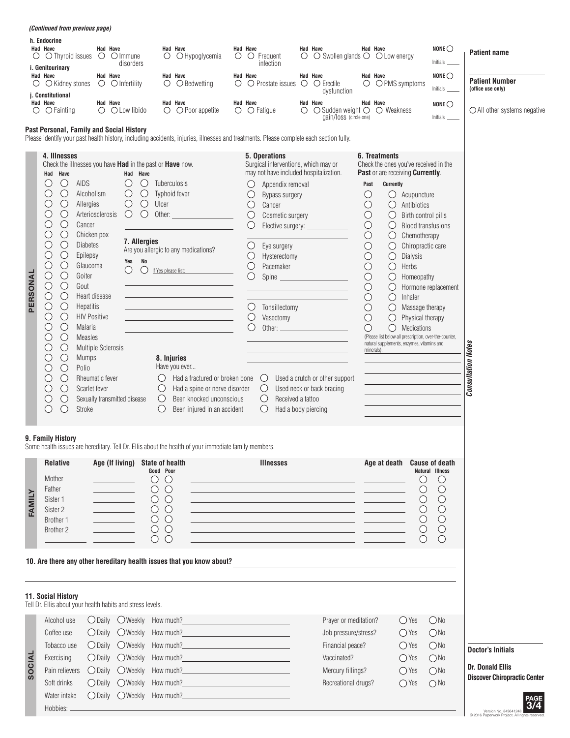*(Continued from previous page)*

**h. Endocrine**

| Had | Have | | Had | Have | | Had | Have | | Had | Have | | Had | Have | | Had | Have | | NONE |
|---|---|---|---|---|---|---|---|---|---|---|---|---|---|---|---|---|---|---|
| ○ | ○ | Thyroid issues | ○ | ○ | Immune disorders | ○ | ○ | Hypoglycemia | ○ | ○ | Frequent infection | ○ | ○ | Swollen glands | ○ | ○ | Low energy | ○ Initials ____ |

**i. Genitourinary**

| Had | Have | | Had | Have | | Had | Have | | Had | Have | | Had | Have | | Had | Have | | NONE |
|---|---|---|---|---|---|---|---|---|---|---|---|---|---|---|---|---|---|---|
| ○ | ○ | Kidney stones | ○ | ○ | Infertility | ○ | ○ | Bedwetting | ○ | ○ | Prostate issues | ○ | ○ | Erectile dysfunction | ○ | ○ | PMS symptoms | ○ Initials ____ |

**j. Constitutional**

| Had | Have | | Had | Have | | Had | Have | | Had | Have | | Had | Have | | Had | Have | | NONE |
|---|---|---|---|---|---|---|---|---|---|---|---|---|---|---|---|---|---|---|
| ○ | ○ | Fainting | ○ | ○ | Low libido | ○ | ○ | Poor appetite | ○ | ○ | Fatigue | ○ | ○ | Sudden weight gain/loss (circle one) | ○ | ○ | Weakness | ○ Initials ____ |

**Patient name** ____________

**Patient Number** (office use only) ____________

○ All other systems negative

## Past Personal, Family and Social History

Please identify your past health history, including accidents, injuries, illnesses and treatments. Please complete each section fully.

### PERSONAL

**4. Illnesses**

Check the illnesses you have **Had** in the past or **Have** now.

| Had | Have | Illness | Had | Have | Illness |
|---|---|---|---|---|---|
| ○ | ○ | AIDS | ○ | ○ | Tuberculosis |
| ○ | ○ | Alcoholism | ○ | ○ | Typhoid fever |
| ○ | ○ | Allergies | ○ | ○ | Ulcer |
| ○ | ○ | Arteriosclerosis | ○ | ○ | Other: ____________ |
| ○ | ○ | Cancer | | | |
| ○ | ○ | Chicken pox | | | |
| ○ | ○ | Diabetes | | | |
| ○ | ○ | Epilepsy | | | |
| ○ | ○ | Glaucoma | | | |
| ○ | ○ | Goiter | | | |
| ○ | ○ | Gout | | | |
| ○ | ○ | Heart disease | | | |
| ○ | ○ | Hepatitis | | | |
| ○ | ○ | HIV Positive | | | |
| ○ | ○ | Malaria | | | |
| ○ | ○ | Measles | | | |
| ○ | ○ | Multiple Sclerosis | | | |
| ○ | ○ | Mumps | | | |
| ○ | ○ | Polio | | | |
| ○ | ○ | Rheumatic fever | | | |
| ○ | ○ | Scarlet fever | | | |
| ○ | ○ | Sexually transmitted disease | | | |
| ○ | ○ | Stroke | | | |

**7. Allergies**

Are you allergic to any medications?

Yes ○ No ○ If Yes please list: ____________

**8. Injuries**

Have you ever...

- ○ Had a fractured or broken bone
- ○ Had a spine or nerve disorder
- ○ Been knocked unconscious
- ○ Been injured in an accident
- ○ Used a crutch or other support
- ○ Used neck or back bracing
- ○ Received a tattoo
- ○ Had a body piercing

**5. Operations**

Surgical interventions, which may or may not have included hospitalization.

- ○ Appendix removal
- ○ Bypass surgery
- ○ Cancer
- ○ Cosmetic surgery
- ○ Elective surgery: ____________
- ○ Eye surgery
- ○ Hysterectomy
- ○ Pacemaker
- ○ Spine ____________
- ○ Tonsillectomy
- ○ Vasectomy
- ○ Other: ____________

**6. Treatments**

Check the ones you've received in the **Past** or are receiving **Currently**.

| Past | Currently | Treatment |
|---|---|---|
| ○ | ○ | Acupuncture |
| ○ | ○ | Antibiotics |
| ○ | ○ | Birth control pills |
| ○ | ○ | Blood transfusions |
| ○ | ○ | Chemotherapy |
| ○ | ○ | Chiropractic care |
| ○ | ○ | Dialysis |
| ○ | ○ | Herbs |
| ○ | ○ | Homeopathy |
| ○ | ○ | Hormone replacement |
| ○ | ○ | Inhaler |
| ○ | ○ | Massage therapy |
| ○ | ○ | Physical therapy |
| ○ | ○ | Medications |

(Please list below all prescription, over-the-counter, natural supplements, enzymes, vitamins and minerals): ____________

*Consultation Notes*

### FAMILY

**9. Family History**

Some health issues are hereditary. Tell Dr. Ellis about the health of your immediate family members.

| Relative | Age (If living) | State of health: Good | State of health: Poor | Illnesses | Age at death | Cause of death: Natural | Cause of death: Illness |
|---|---|---|---|---|---|---|---|
| Mother | ____ | ○ | ○ | ____ | ____ | ○ | ○ |
| Father | ____ | ○ | ○ | ____ | ____ | ○ | ○ |
| Sister 1 | ____ | ○ | ○ | ____ | ____ | ○ | ○ |
| Sister 2 | ____ | ○ | ○ | ____ | ____ | ○ | ○ |
| Brother 1 | ____ | ○ | ○ | ____ | ____ | ○ | ○ |
| Brother 2 | ____ | ○ | ○ | ____ | ____ | ○ | ○ |
| ____ | ____ | ○ | ○ | ____ | ____ | ○ | ○ |

**10. Are there any other hereditary health issues that you know about?** ____________

### SOCIAL

**11. Social History**

Tell Dr. Ellis about your health habits and stress levels.

| Habit | Daily | Weekly | How much? |
|---|---|---|---|
| Alcohol use | ○ | ○ | ____ |
| Coffee use | ○ | ○ | ____ |
| Tobacco use | ○ | ○ | ____ |
| Exercising | ○ | ○ | ____ |
| Pain relievers | ○ | ○ | ____ |
| Soft drinks | ○ | ○ | ____ |
| Water intake | ○ | ○ | ____ |

| Question | Yes | No |
|---|---|---|
| Prayer or meditation? | ○ | ○ |
| Job pressure/stress? | ○ | ○ |
| Financial peace? | ○ | ○ |
| Vaccinated? | ○ | ○ |
| Mercury fillings? | ○ | ○ |
| Recreational drugs? | ○ | ○ |

Hobbies: ____________

**Doctor's Initials** ____________

**Dr. Donald Ellis**
**Discover Chiropractic Center**

Version No. 849641248
© 2016 Paperwork Project. All rights reserved.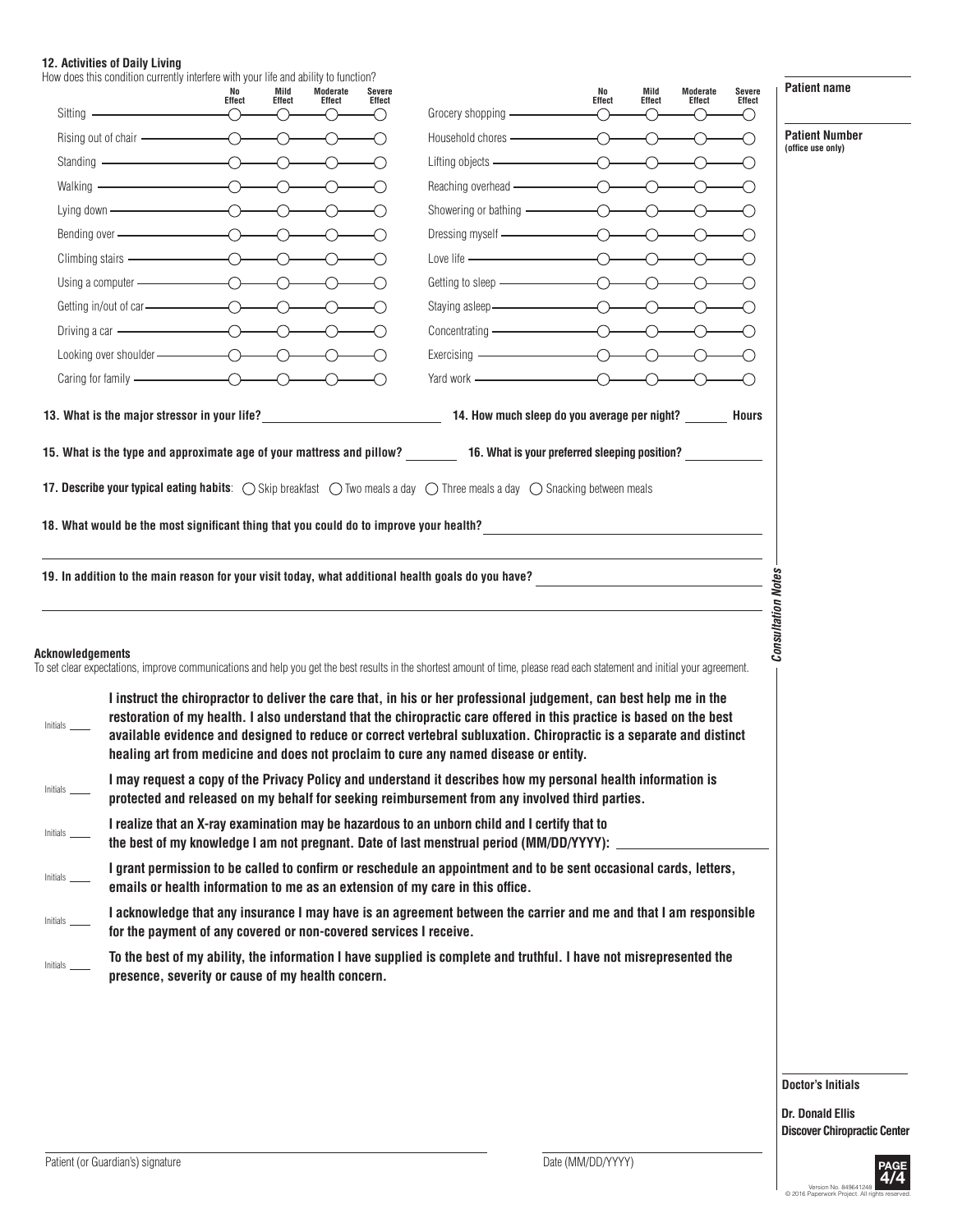**12. Activities of Daily Living**

How does this condition currently interfere with your life and ability to function?

| | No Effect | Mild Effect | Moderate Effect | Severe Effect |
|---|---|---|---|---|
| Sitting | ○ | ○ | ○ | ○ |
| Rising out of chair | ○ | ○ | ○ | ○ |
| Standing | ○ | ○ | ○ | ○ |
| Walking | ○ | ○ | ○ | ○ |
| Lying down | ○ | ○ | ○ | ○ |
| Bending over | ○ | ○ | ○ | ○ |
| Climbing stairs | ○ | ○ | ○ | ○ |
| Using a computer | ○ | ○ | ○ | ○ |
| Getting in/out of car | ○ | ○ | ○ | ○ |
| Driving a car | ○ | ○ | ○ | ○ |
| Looking over shoulder | ○ | ○ | ○ | ○ |
| Caring for family | ○ | ○ | ○ | ○ |

| | No Effect | Mild Effect | Moderate Effect | Severe Effect |
|---|---|---|---|---|
| Grocery shopping | ○ | ○ | ○ | ○ |
| Household chores | ○ | ○ | ○ | ○ |
| Lifting objects | ○ | ○ | ○ | ○ |
| Reaching overhead | ○ | ○ | ○ | ○ |
| Showering or bathing | ○ | ○ | ○ | ○ |
| Dressing myself | ○ | ○ | ○ | ○ |
| Love life | ○ | ○ | ○ | ○ |
| Getting to sleep | ○ | ○ | ○ | ○ |
| Staying asleep | ○ | ○ | ○ | ○ |
| Concentrating | ○ | ○ | ○ | ○ |
| Exercising | ○ | ○ | ○ | ○ |
| Yard work | ○ | ○ | ○ | ○ |

**13. What is the major stressor in your life?** ______________________

**14. How much sleep do you average per night?** ______ **Hours**

**15. What is the type and approximate age of your mattress and pillow?** ________

**16. What is your preferred sleeping position?** __________

**17. Describe your typical eating habits**: ○ Skip breakfast ○ Two meals a day ○ Three meals a day ○ Snacking between meals

**18. What would be the most significant thing that you could do to improve your health?** ______________________

**19. In addition to the main reason for your visit today, what additional health goals do you have?** ______________________

**Acknowledgements**

To set clear expectations, improve communications and help you get the best results in the shortest amount of time, please read each statement and initial your agreement.

Initials ____ **I instruct the chiropractor to deliver the care that, in his or her professional judgement, can best help me in the restoration of my health. I also understand that the chiropractic care offered in this practice is based on the best available evidence and designed to reduce or correct vertebral subluxation. Chiropractic is a separate and distinct healing art from medicine and does not proclaim to cure any named disease or entity.**

Initials ____ **I may request a copy of the Privacy Policy and understand it describes how my personal health information is protected and released on my behalf for seeking reimbursement from any involved third parties.**

Initials ____ **I realize that an X-ray examination may be hazardous to an unborn child and I certify that to the best of my knowledge I am not pregnant. Date of last menstrual period (MM/DD/YYYY):** ______________

Initials ____ **I grant permission to be called to confirm or reschedule an appointment and to be sent occasional cards, letters, emails or health information to me as an extension of my care in this office.**

Initials ____ **I acknowledge that any insurance I may have is an agreement between the carrier and me and that I am responsible for the payment of any covered or non-covered services I receive.**

Initials ____ **To the best of my ability, the information I have supplied is complete and truthful. I have not misrepresented the presence, severity or cause of my health concern.**

Patient (or Guardian's) signature ______________________

Date (MM/DD/YYYY) ______________________

**Patient name** ______________________

**Patient Number** (office use only)

*Consultation Notes*

**Doctor's Initials** ______

**Dr. Donald Ellis**
**Discover Chiropractic Center**

Version No. 849641248
© 2016 Paperwork Project. All rights reserved.